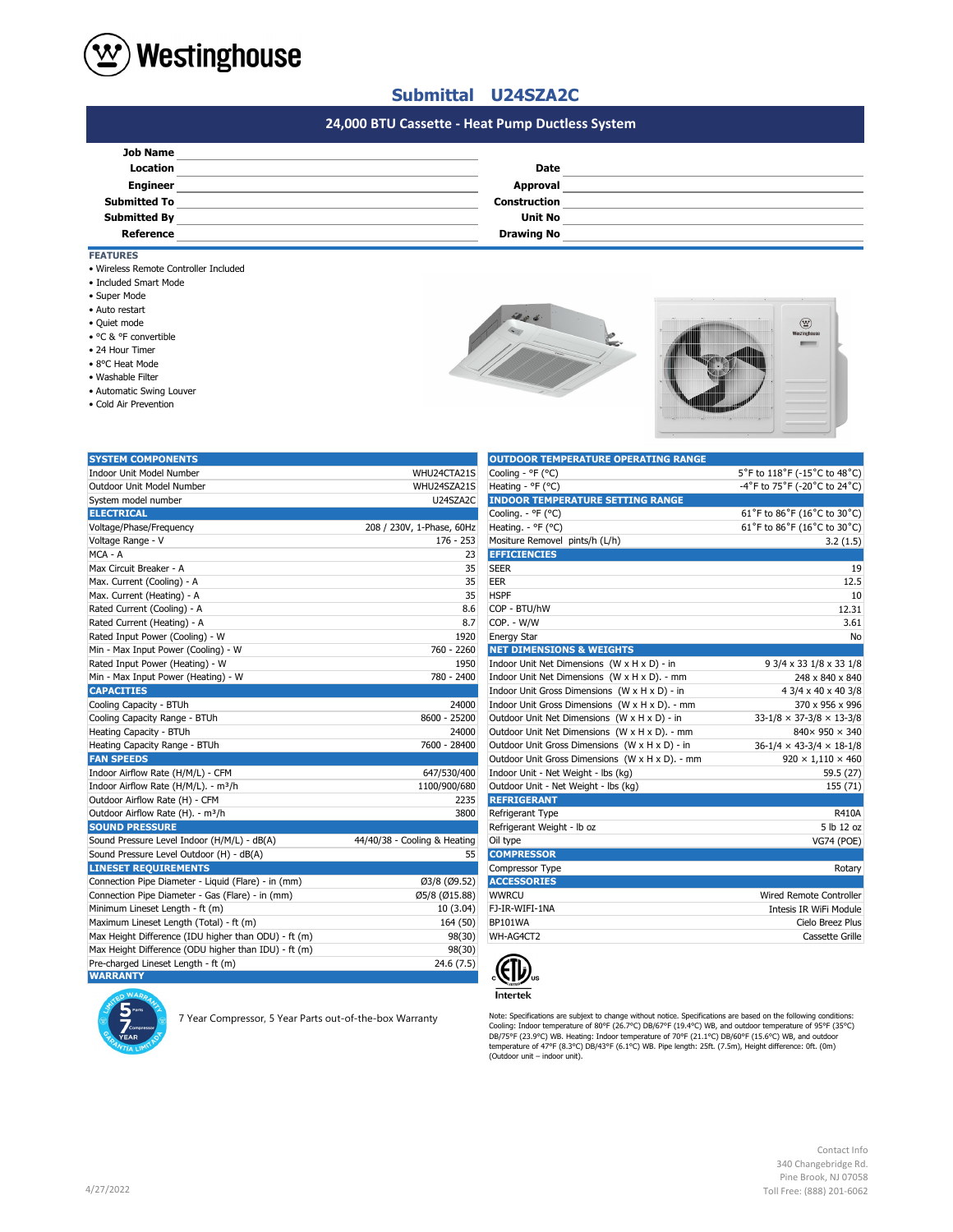# Westinghouse

## Submittal U24SZA2C

### 24,000 BTU Cassette - Heat Pump Ductless System

| | | | |
|---|---|---|---|
| **Job Name** | | | |
| **Location** | | **Date** | |
| **Engineer** | | **Approval** | |
| **Submitted To** | | **Construction** | |
| **Submitted By** | | **Unit No** | |
| **Reference** | | **Drawing No** | |

**FEATURES**

- Wireless Remote Controller Included
- Included Smart Mode
- Super Mode
- Auto restart
- Quiet mode
- °C & °F convertible
- 24 Hour Timer
- 8°C Heat Mode
- Washable Filter
- Automatic Swing Louver
- Cold Air Prevention

| **SYSTEM COMPONENTS** | |
|---|---|
| Indoor Unit Model Number | WHU24CTA21S |
| Outdoor Unit Model Number | WHU24SZA21S |
| System model number | U24SZA2C |
| **ELECTRICAL** | |
| Voltage/Phase/Frequency | 208 / 230V, 1-Phase, 60Hz |
| Voltage Range - V | 176 - 253 |
| MCA - A | 23 |
| Max Circuit Breaker - A | 35 |
| Max. Current (Cooling) - A | 35 |
| Max. Current (Heating) - A | 35 |
| Rated Current (Cooling) - A | 8.6 |
| Rated Current (Heating) - A | 8.7 |
| Rated Input Power (Cooling) - W | 1920 |
| Min - Max Input Power (Cooling) - W | 760 - 2260 |
| Rated Input Power (Heating) - W | 1950 |
| Min - Max Input Power (Heating) - W | 780 - 2400 |
| **CAPACITIES** | |
| Cooling Capacity - BTUh | 24000 |
| Cooling Capacity Range - BTUh | 8600 - 25200 |
| Heating Capacity - BTUh | 24000 |
| Heating Capacity Range - BTUh | 7600 - 28400 |
| **FAN SPEEDS** | |
| Indoor Airflow Rate (H/M/L) - CFM | 647/530/400 |
| Indoor Airflow Rate (H/M/L). - m³/h | 1100/900/680 |
| Outdoor Airflow Rate (H) - CFM | 2235 |
| Outdoor Airflow Rate (H). - m³/h | 3800 |
| **SOUND PRESSURE** | |
| Sound Pressure Level Indoor (H/M/L) - dB(A) | 44/40/38 - Cooling & Heating |
| Sound Pressure Level Outdoor (H) - dB(A) | 55 |
| **LINESET REQUIREMENTS** | |
| Connection Pipe Diameter - Liquid (Flare) - in (mm) | Ø3/8 (Ø9.52) |
| Connection Pipe Diameter - Gas (Flare) - in (mm) | Ø5/8 (Ø15.88) |
| Minimum Lineset Length - ft (m) | 10 (3.04) |
| Maximum Lineset Length (Total) - ft (m) | 164 (50) |
| Max Height Difference (IDU higher than ODU) - ft (m) | 98(30) |
| Max Height Difference (ODU higher than IDU) - ft (m) | 98(30) |
| Pre-charged Lineset Length - ft (m) | 24.6 (7.5) |
| **WARRANTY** | |

7 Year Compressor, 5 Year Parts out-of-the-box Warranty

| **OUTDOOR TEMPERATURE OPERATING RANGE** | |
|---|---|
| Cooling - °F (°C) | 5°F to 118°F (-15°C to 48°C) |
| Heating - °F (°C) | -4°F to 75°F (-20°C to 24°C) |
| **INDOOR TEMPERATURE SETTING RANGE** | |
| Cooling. - °F (°C) | 61°F to 86°F (16°C to 30°C) |
| Heating. - °F (°C) | 61°F to 86°F (16°C to 30°C) |
| Mositure Removel pints/h (L/h) | 3.2 (1.5) |
| **EFFICIENCIES** | |
| SEER | 19 |
| EER | 12.5 |
| HSPF | 10 |
| COP - BTU/hW | 12.31 |
| COP. - W/W | 3.61 |
| Energy Star | No |
| **NET DIMENSIONS & WEIGHTS** | |
| Indoor Unit Net Dimensions (W x H x D) - in | 9 3/4 x 33 1/8 x 33 1/8 |
| Indoor Unit Net Dimensions (W x H x D). - mm | 248 x 840 x 840 |
| Indoor Unit Gross Dimensions (W x H x D) - in | 4 3/4 x 40 x 40 3/8 |
| Indoor Unit Gross Dimensions (W x H x D). - mm | 370 x 956 x 996 |
| Outdoor Unit Net Dimensions (W x H x D) - in | 33-1/8 × 37-3/8 × 13-3/8 |
| Outdoor Unit Net Dimensions (W x H x D). - mm | 840× 950 × 340 |
| Outdoor Unit Gross Dimensions (W x H x D) - in | 36-1/4 × 43-3/4 × 18-1/8 |
| Outdoor Unit Gross Dimensions (W x H x D). - mm | 920 × 1,110 × 460 |
| Indoor Unit - Net Weight - lbs (kg) | 59.5 (27) |
| Outdoor Unit - Net Weight - lbs (kg) | 155 (71) |
| **REFRIGERANT** | |
| Refrigerant Type | R410A |
| Refrigerant Weight - lb oz | 5 lb 12 oz |
| Oil type | VG74 (POE) |
| **COMPRESSOR** | |
| Compressor Type | Rotary |
| **ACCESSORIES** | |
| WWRCU | Wired Remote Controller |
| FJ-IR-WIFI-1NA | Intesis IR WiFi Module |
| BP101WA | Cielo Breez Plus |
| WH-AG4CT2 | Cassette Grille |

Intertek

Note: Specifications are subject to change without notice. Specifications are based on the following conditions: Cooling: Indoor temperature of 80°F (26.7°C) DB/67°F (19.4°C) WB, and outdoor temperature of 95°F (35°C) DB/75°F (23.9°C) WB. Heating: Indoor temperature of 70°F (21.1°C) DB/60°F (15.6°C) WB, and outdoor temperature of 47°F (8.3°C) DB/43°F (6.1°C) WB. Pipe length: 25ft. (7.5m), Height difference: 0ft. (0m) (Outdoor unit – indoor unit).

4/27/2022

Contact Info
340 Changebridge Rd.
Pine Brook, NJ 07058
Toll Free: (888) 201-6062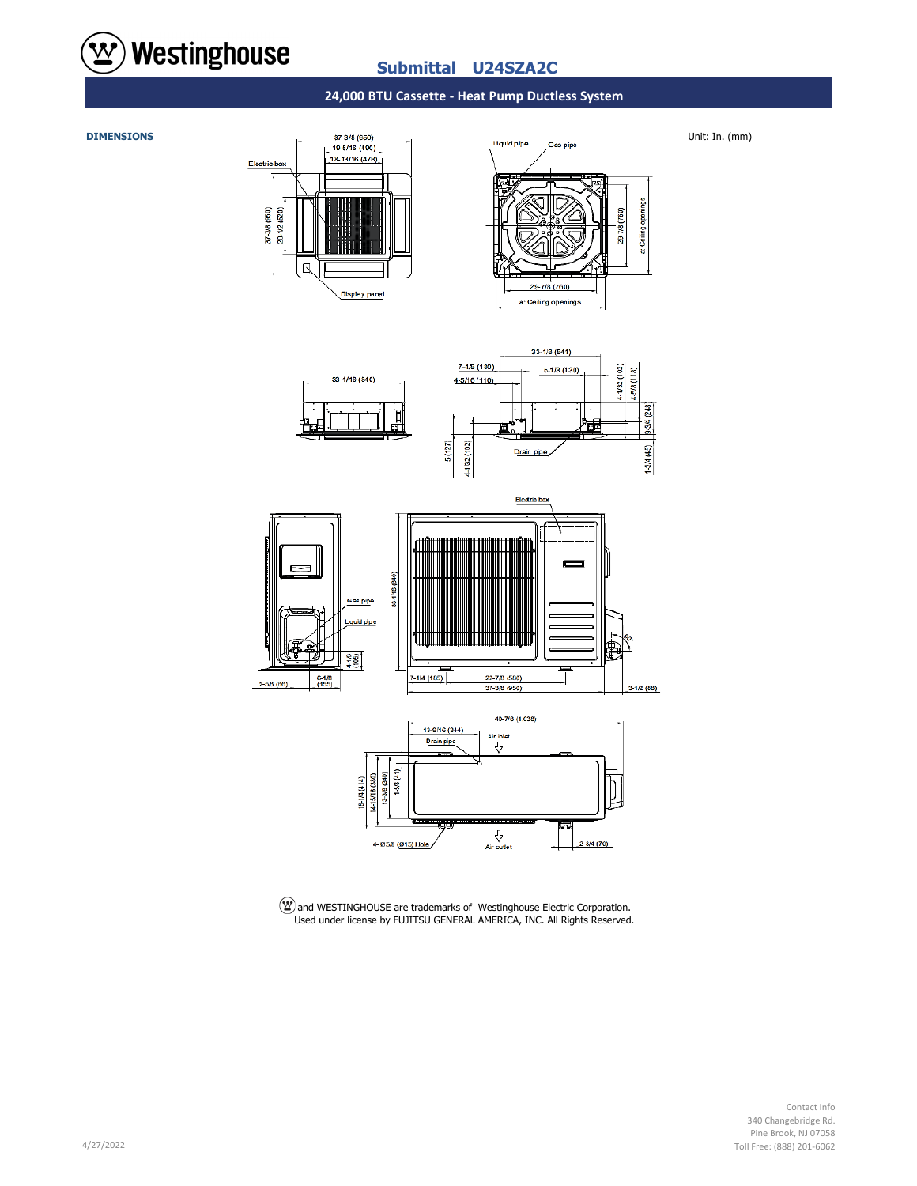# Submittal U24SZA2C

## 24,000 BTU Cassette - Heat Pump Ductless System

**DIMENSIONS**

Unit: In. (mm)

37-3/8 (950)
19-5/16 (490)
18-13/16 (478)
Electric box
37-3/8 (950)
20-1/2 (520)
Display panel

Liquid pipe
Gas pipe
29-7/8 (760)
a: Ceiling openings
29-7/8 (760)
a: Ceiling openings

33-1/16 (840)

33-1/8 (841)
7-1/8 (180)
5-1/8 (130)
4-5/16 (110)
4-1/32 (102)
4-5/8 (118)
9-3/4 (248)
5 (127)
4-1/32 (102)
Drain pipe
1-3/4 (45)

Electric box
Gas pipe
Liquid pipe
33-1/16 (840)
4-1/8 (105)
2-5/8 (66)
6-1/8 (155)
7-1/4 (185)
22-7/8 (580)
37-3/8 (950)
3-1/2 (88)

40-7/8 (1,038)
13-9/16 (344)
Drain pipe
Air inlet
16-1/4 (414)
14-15/16 (380)
13-3/8 (340)
1-5/8 (41)
4- Ø5/8 (Ø15) Hole
Air outlet
2-3/4 (70)

Ⓦ and WESTINGHOUSE are trademarks of Westinghouse Electric Corporation.
Used under license by FUJITSU GENERAL AMERICA, INC. All Rights Reserved.

4/27/2022

Contact Info
340 Changebridge Rd.
Pine Brook, NJ 07058
Toll Free: (888) 201-6062